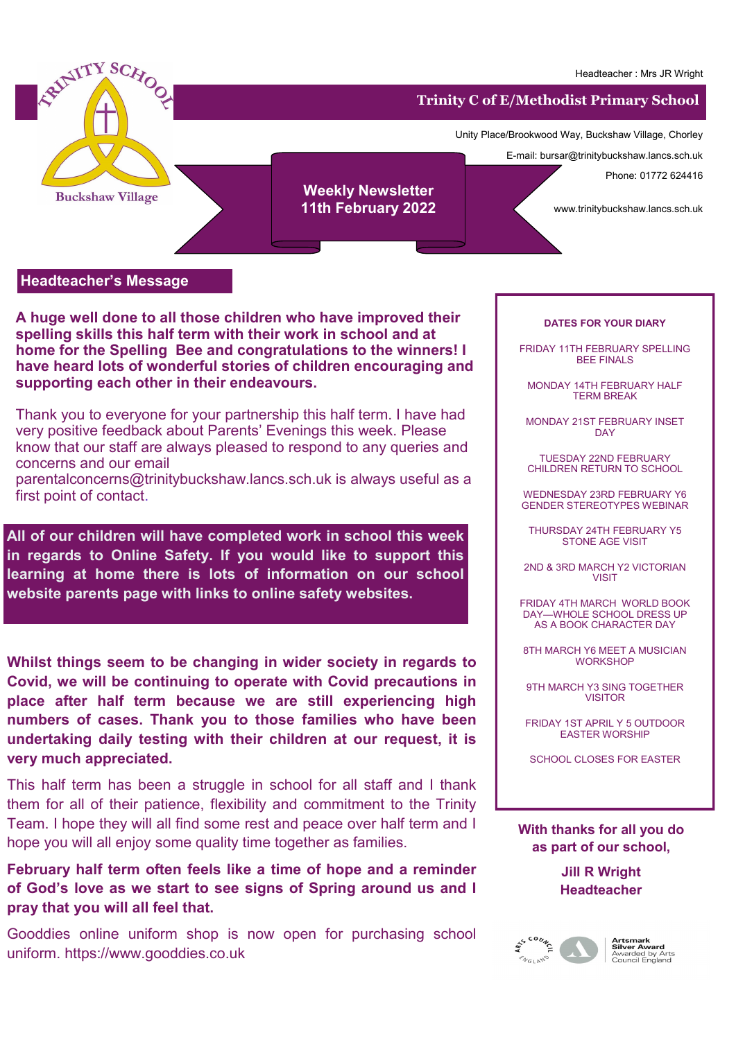Headteacher : Mrs JR Wright

# Trinity C of E/Methodist Primary School

Unity Place/Brookwood Way, Buckshaw Village, Chorley

E-mail: bursar@trinitybuckshaw.lancs.sch.uk

Phone: 01772 624416

www.trinitybuckshaw.lancs.sch.uk

## Weekly Newsletter
## 11th February 2022

## Headteacher's Message

**A huge well done to all those children who have improved their spelling skills this half term with their work in school and at home for the Spelling Bee and congratulations to the winners! I have heard lots of wonderful stories of children encouraging and supporting each other in their endeavours.**

Thank you to everyone for your partnership this half term. I have had very positive feedback about Parents' Evenings this week. Please know that our staff are always pleased to respond to any queries and concerns and our email parentalconcerns@trinitybuckshaw.lancs.sch.uk is always useful as a first point of contact.

**All of our children will have completed work in school this week in regards to Online Safety. If you would like to support this learning at home there is lots of information on our school website parents page with links to online safety websites.**

**Whilst things seem to be changing in wider society in regards to Covid, we will be continuing to operate with Covid precautions in place after half term because we are still experiencing high numbers of cases. Thank you to those families who have been undertaking daily testing with their children at our request, it is very much appreciated.**

This half term has been a struggle in school for all staff and I thank them for all of their patience, flexibility and commitment to the Trinity Team. I hope they will all find some rest and peace over half term and I hope you will all enjoy some quality time together as families.

**February half term often feels like a time of hope and a reminder of God's love as we start to see signs of Spring around us and I pray that you will all feel that.**

Gooddies online uniform shop is now open for purchasing school uniform. https://www.gooddies.co.uk

### DATES FOR YOUR DIARY

FRIDAY 11TH FEBRUARY SPELLING BEE FINALS

MONDAY 14TH FEBRUARY HALF TERM BREAK

MONDAY 21ST FEBRUARY INSET DAY

TUESDAY 22ND FEBRUARY CHILDREN RETURN TO SCHOOL

WEDNESDAY 23RD FEBRUARY Y6 GENDER STEREOTYPES WEBINAR

THURSDAY 24TH FEBRUARY Y5 STONE AGE VISIT

2ND & 3RD MARCH Y2 VICTORIAN VISIT

FRIDAY 4TH MARCH WORLD BOOK DAY—WHOLE SCHOOL DRESS UP AS A BOOK CHARACTER DAY

8TH MARCH Y6 MEET A MUSICIAN WORKSHOP

9TH MARCH Y3 SING TOGETHER VISITOR

FRIDAY 1ST APRIL Y 5 OUTDOOR EASTER WORSHIP

SCHOOL CLOSES FOR EASTER

**With thanks for all you do as part of our school,**

**Jill R Wright**
**Headteacher**

Artsmark Silver Award
Awarded by Arts Council England